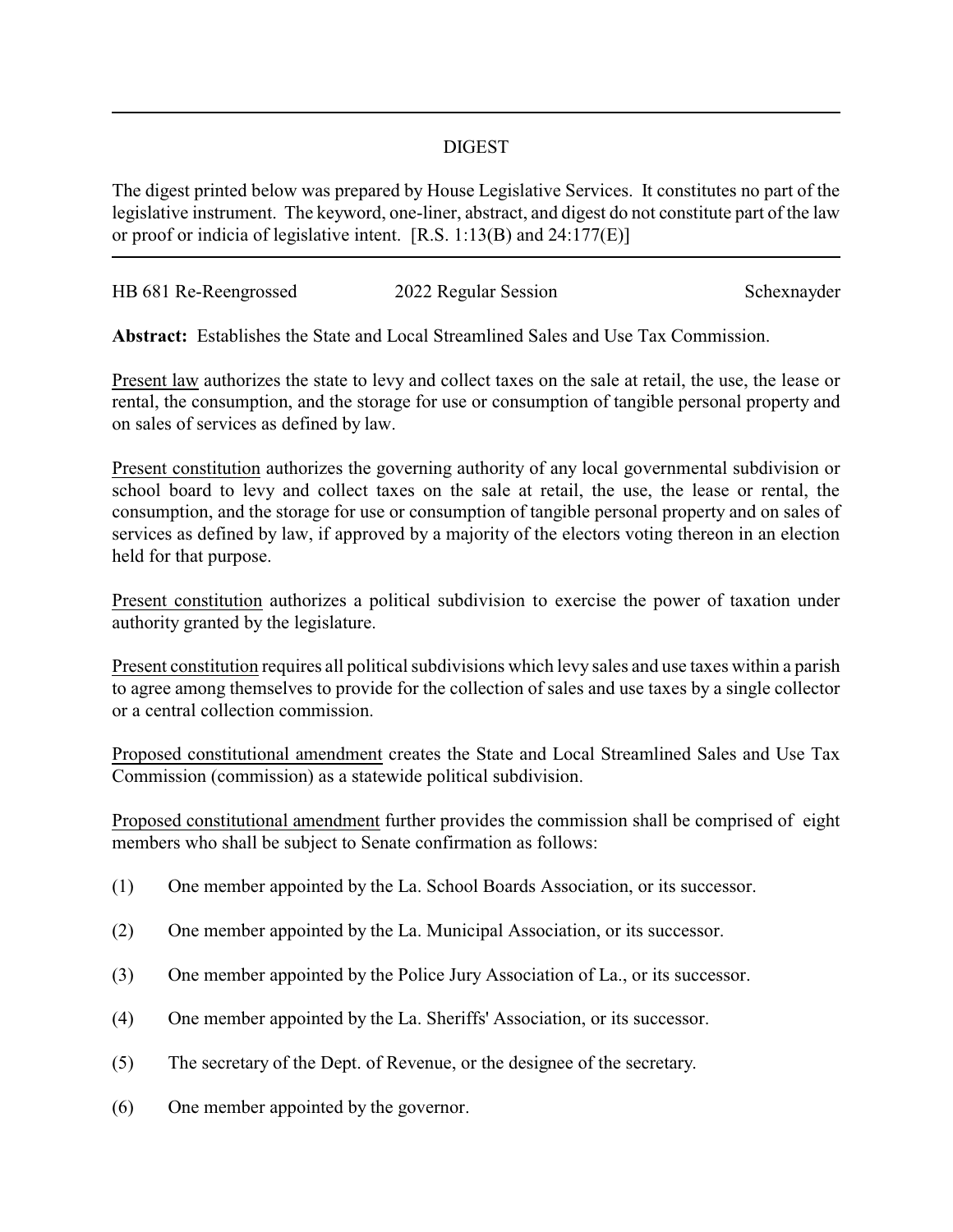## DIGEST

The digest printed below was prepared by House Legislative Services. It constitutes no part of the legislative instrument. The keyword, one-liner, abstract, and digest do not constitute part of the law or proof or indicia of legislative intent. [R.S. 1:13(B) and 24:177(E)]

HB 681 Re-Reengrossed | 2022 Regular Session | Schexnayder

**Abstract:** Establishes the State and Local Streamlined Sales and Use Tax Commission.

Present law authorizes the state to levy and collect taxes on the sale at retail, the use, the lease or rental, the consumption, and the storage for use or consumption of tangible personal property and on sales of services as defined by law.

Present constitution authorizes the governing authority of any local governmental subdivision or school board to levy and collect taxes on the sale at retail, the use, the lease or rental, the consumption, and the storage for use or consumption of tangible personal property and on sales of services as defined by law, if approved by a majority of the electors voting thereon in an election held for that purpose.

Present constitution authorizes a political subdivision to exercise the power of taxation under authority granted by the legislature.

Present constitution requires all political subdivisions which levy sales and use taxes within a parish to agree among themselves to provide for the collection of sales and use taxes by a single collector or a central collection commission.

Proposed constitutional amendment creates the State and Local Streamlined Sales and Use Tax Commission (commission) as a statewide political subdivision.

Proposed constitutional amendment further provides the commission shall be comprised of eight members who shall be subject to Senate confirmation as follows:

(1) One member appointed by the La. School Boards Association, or its successor.

(2) One member appointed by the La. Municipal Association, or its successor.

(3) One member appointed by the Police Jury Association of La., or its successor.

(4) One member appointed by the La. Sheriffs' Association, or its successor.

(5) The secretary of the Dept. of Revenue, or the designee of the secretary.

(6) One member appointed by the governor.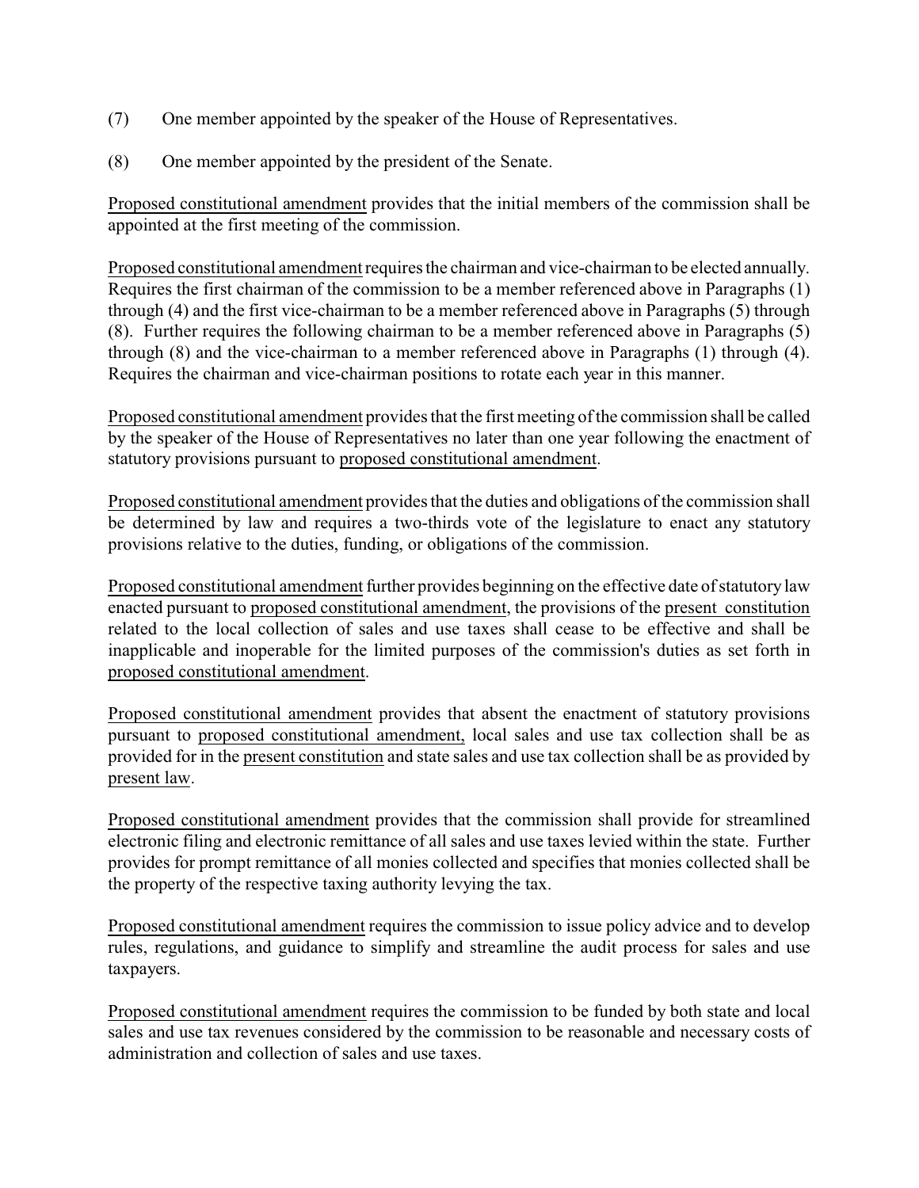(7) One member appointed by the speaker of the House of Representatives.

(8) One member appointed by the president of the Senate.

Proposed constitutional amendment provides that the initial members of the commission shall be appointed at the first meeting of the commission.

Proposed constitutional amendment requires the chairman and vice-chairman to be elected annually. Requires the first chairman of the commission to be a member referenced above in Paragraphs (1) through (4) and the first vice-chairman to be a member referenced above in Paragraphs (5) through (8). Further requires the following chairman to be a member referenced above in Paragraphs (5) through (8) and the vice-chairman to a member referenced above in Paragraphs (1) through (4). Requires the chairman and vice-chairman positions to rotate each year in this manner.

Proposed constitutional amendment provides that the first meeting of the commission shall be called by the speaker of the House of Representatives no later than one year following the enactment of statutory provisions pursuant to proposed constitutional amendment.

Proposed constitutional amendment provides that the duties and obligations of the commission shall be determined by law and requires a two-thirds vote of the legislature to enact any statutory provisions relative to the duties, funding, or obligations of the commission.

Proposed constitutional amendment further provides beginning on the effective date of statutory law enacted pursuant to proposed constitutional amendment, the provisions of the present constitution related to the local collection of sales and use taxes shall cease to be effective and shall be inapplicable and inoperable for the limited purposes of the commission's duties as set forth in proposed constitutional amendment.

Proposed constitutional amendment provides that absent the enactment of statutory provisions pursuant to proposed constitutional amendment, local sales and use tax collection shall be as provided for in the present constitution and state sales and use tax collection shall be as provided by present law.

Proposed constitutional amendment provides that the commission shall provide for streamlined electronic filing and electronic remittance of all sales and use taxes levied within the state. Further provides for prompt remittance of all monies collected and specifies that monies collected shall be the property of the respective taxing authority levying the tax.

Proposed constitutional amendment requires the commission to issue policy advice and to develop rules, regulations, and guidance to simplify and streamline the audit process for sales and use taxpayers.

Proposed constitutional amendment requires the commission to be funded by both state and local sales and use tax revenues considered by the commission to be reasonable and necessary costs of administration and collection of sales and use taxes.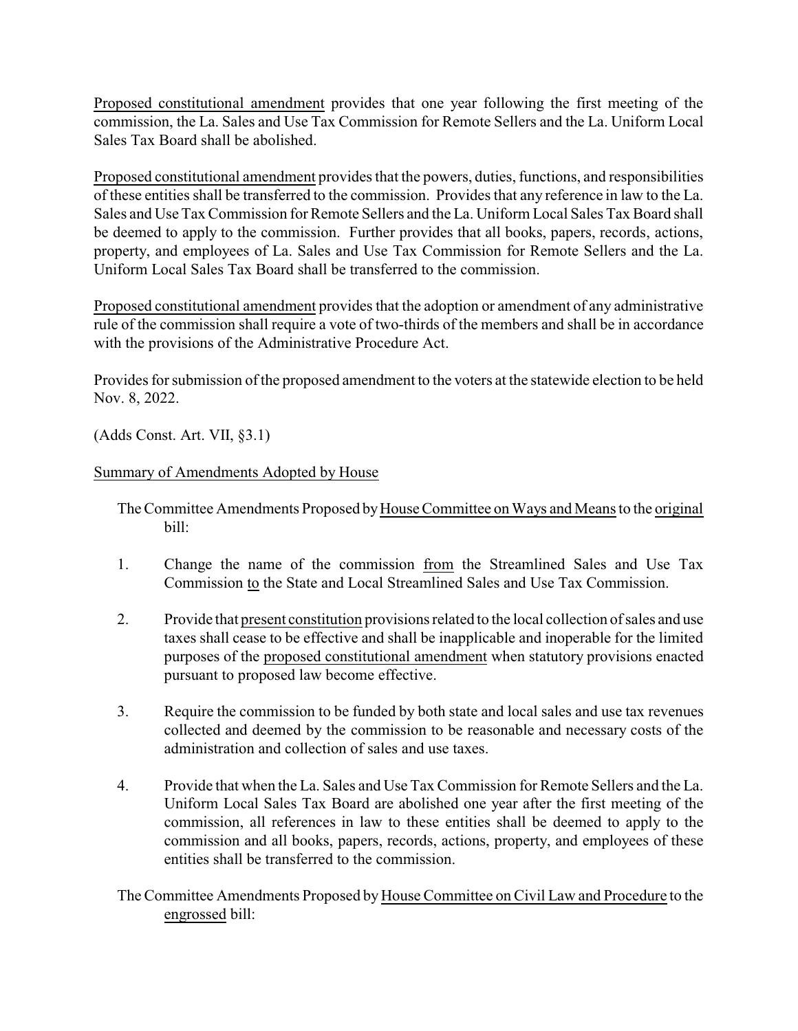Proposed constitutional amendment provides that one year following the first meeting of the commission, the La. Sales and Use Tax Commission for Remote Sellers and the La. Uniform Local Sales Tax Board shall be abolished.

Proposed constitutional amendment provides that the powers, duties, functions, and responsibilities of these entities shall be transferred to the commission. Provides that any reference in law to the La. Sales and Use Tax Commission for Remote Sellers and the La. Uniform Local Sales Tax Board shall be deemed to apply to the commission. Further provides that all books, papers, records, actions, property, and employees of La. Sales and Use Tax Commission for Remote Sellers and the La. Uniform Local Sales Tax Board shall be transferred to the commission.

Proposed constitutional amendment provides that the adoption or amendment of any administrative rule of the commission shall require a vote of two-thirds of the members and shall be in accordance with the provisions of the Administrative Procedure Act.

Provides for submission of the proposed amendment to the voters at the statewide election to be held Nov. 8, 2022.

(Adds Const. Art. VII, §3.1)

Summary of Amendments Adopted by House

The Committee Amendments Proposed by House Committee on Ways and Means to the original bill:

1. Change the name of the commission from the Streamlined Sales and Use Tax Commission to the State and Local Streamlined Sales and Use Tax Commission.

2. Provide that present constitution provisions related to the local collection of sales and use taxes shall cease to be effective and shall be inapplicable and inoperable for the limited purposes of the proposed constitutional amendment when statutory provisions enacted pursuant to proposed law become effective.

3. Require the commission to be funded by both state and local sales and use tax revenues collected and deemed by the commission to be reasonable and necessary costs of the administration and collection of sales and use taxes.

4. Provide that when the La. Sales and Use Tax Commission for Remote Sellers and the La. Uniform Local Sales Tax Board are abolished one year after the first meeting of the commission, all references in law to these entities shall be deemed to apply to the commission and all books, papers, records, actions, property, and employees of these entities shall be transferred to the commission.

The Committee Amendments Proposed by House Committee on Civil Law and Procedure to the engrossed bill: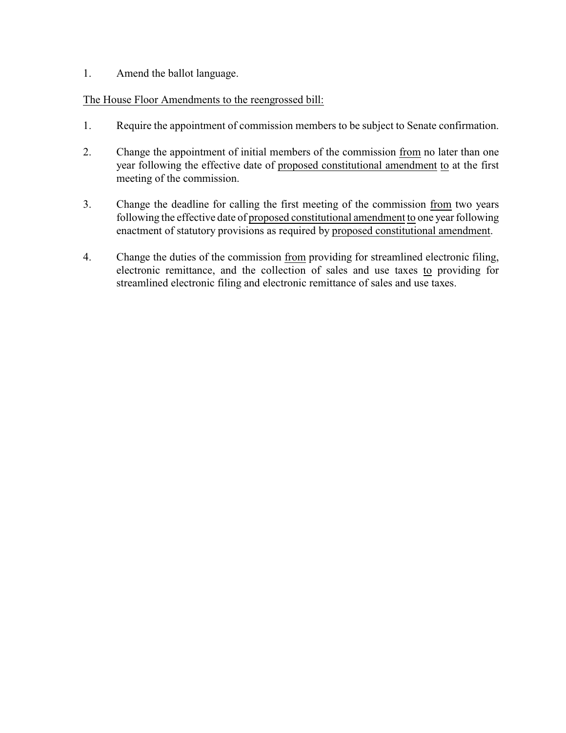1. Amend the ballot language.

<u>The House Floor Amendments to the reengrossed bill:</u>

1. Require the appointment of commission members to be subject to Senate confirmation.

2. Change the appointment of initial members of the commission <u>from</u> no later than one year following the effective date of <u>proposed constitutional amendment</u> <u>to</u> at the first meeting of the commission.

3. Change the deadline for calling the first meeting of the commission <u>from</u> two years following the effective date of <u>proposed constitutional amendment</u> <u>to</u> one year following enactment of statutory provisions as required by <u>proposed constitutional amendment</u>.

4. Change the duties of the commission <u>from</u> providing for streamlined electronic filing, electronic remittance, and the collection of sales and use taxes <u>to</u> providing for streamlined electronic filing and electronic remittance of sales and use taxes.